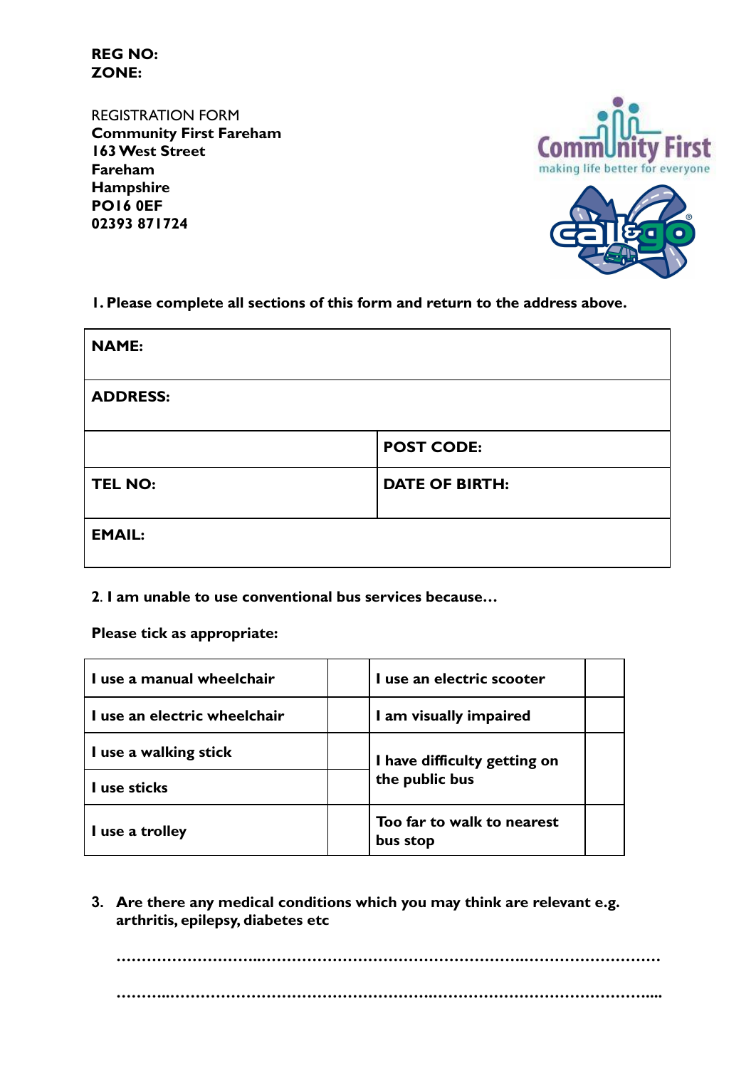**REG NO:**
**ZONE:**

REGISTRATION FORM
**Community First Fareham**
**163 West Street**
**Fareham**
**Hampshire**
**PO16 0EF**
**02393 871724**

Community First
making life better for everyone

call&go

**1. Please complete all sections of this form and return to the address above.**

| **NAME:** | |
|---|---|
| **ADDRESS:** | |
| | **POST CODE:** |
| **TEL NO:** | **DATE OF BIRTH:** |
| **EMAIL:** | |

**2. I am unable to use conventional bus services because…**

**Please tick as appropriate:**

| | | | |
|---|---|---|---|
| **I use a manual wheelchair** | | **I use an electric scooter** | |
| **I use an electric wheelchair** | | **I am visually impaired** | |
| **I use a walking stick** | | **I have difficulty getting on the public bus** | |
| **I use sticks** | | | |
| **I use a trolley** | | **Too far to walk to nearest bus stop** | |

**3. Are there any medical conditions which you may think are relevant e.g. arthritis, epilepsy, diabetes etc**

…………………………………………………………………………………………………………

…………………………………………………………………………………………………………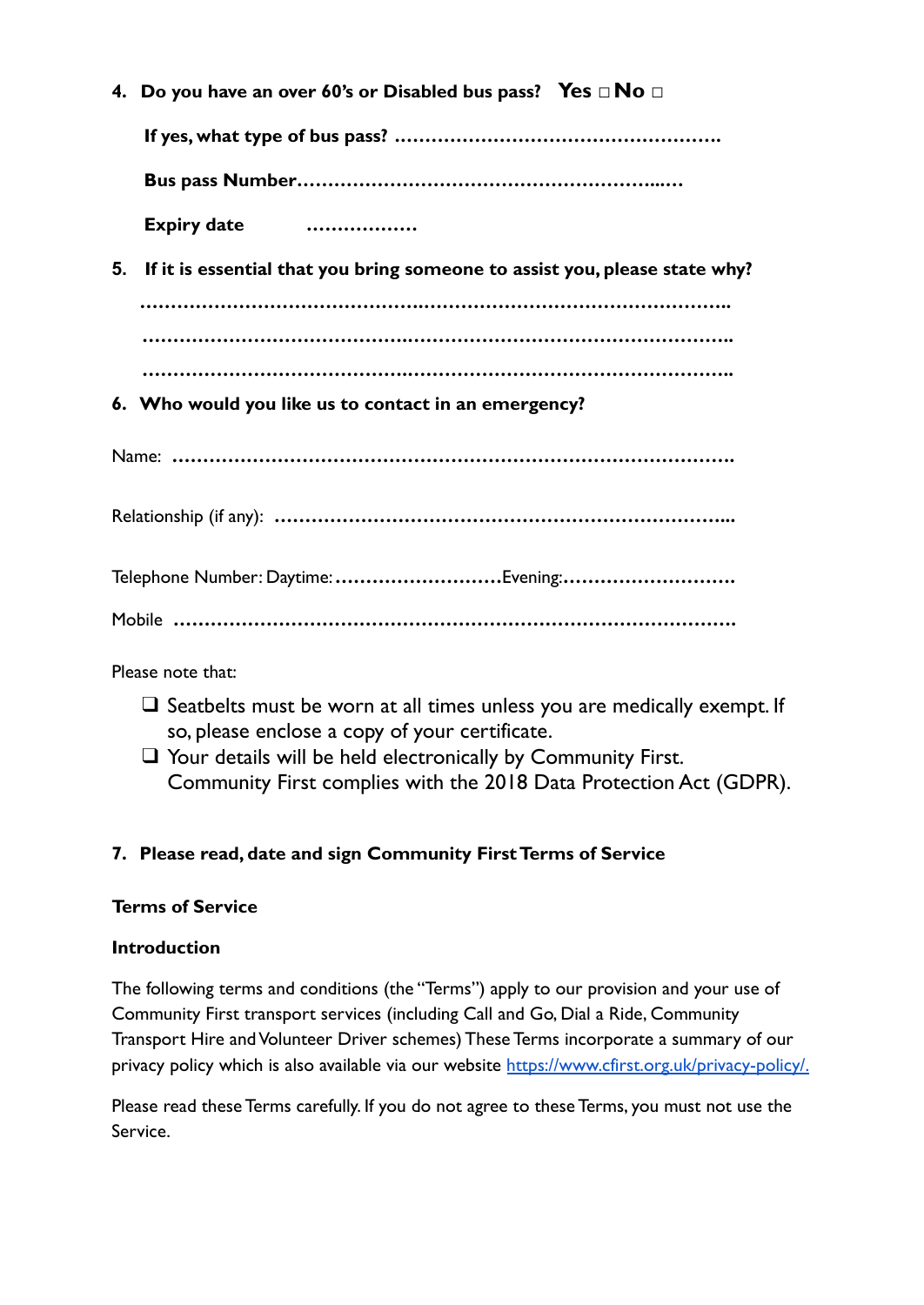4. **Do you have an over 60's or Disabled bus pass? Yes □ No □**

   **If yes, what type of bus pass? ……………………………………………….**

   **Bus pass Number………………………………………………….….**

   **Expiry date ………………**

5. **If it is essential that you bring someone to assist you, please state why?**

   ……………………………………………………………………………………..

   ……………………………………………………………………………………..

   ……………………………………………………………………………………..

6. **Who would you like us to contact in an emergency?**

Name: ……………………………………………………………………………….

Relationship (if any): ……………………………………………………………...

Telephone Number: Daytime:………………………Evening:……………………….

Mobile ……………………………………………………………………………….

Please note that:

- ❑ Seatbelts must be worn at all times unless you are medically exempt. If so, please enclose a copy of your certificate.
- ❑ Your details will be held electronically by Community First. Community First complies with the 2018 Data Protection Act (GDPR).

7. **Please read, date and sign Community First Terms of Service**

**Terms of Service**

**Introduction**

The following terms and conditions (the "Terms") apply to our provision and your use of Community First transport services (including Call and Go, Dial a Ride, Community Transport Hire and Volunteer Driver schemes) These Terms incorporate a summary of our privacy policy which is also available via our website https://www.cfirst.org.uk/privacy-policy/.

Please read these Terms carefully. If you do not agree to these Terms, you must not use the Service.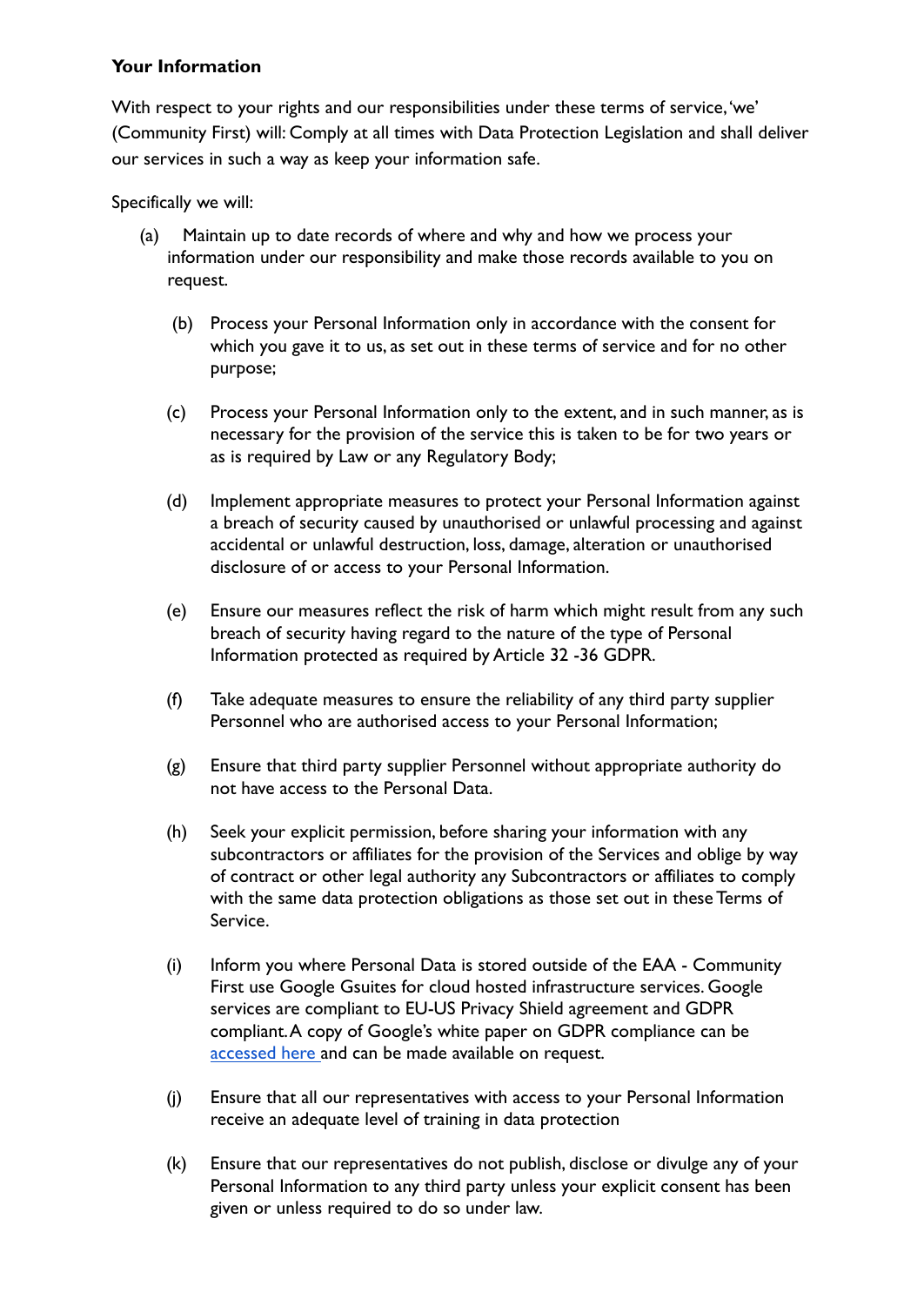**Your Information**

With respect to your rights and our responsibilities under these terms of service, 'we' (Community First) will: Comply at all times with Data Protection Legislation and shall deliver our services in such a way as keep your information safe.

Specifically we will:

(a) Maintain up to date records of where and why and how we process your information under our responsibility and make those records available to you on request.

(b) Process your Personal Information only in accordance with the consent for which you gave it to us, as set out in these terms of service and for no other purpose;

(c) Process your Personal Information only to the extent, and in such manner, as is necessary for the provision of the service this is taken to be for two years or as is required by Law or any Regulatory Body;

(d) Implement appropriate measures to protect your Personal Information against a breach of security caused by unauthorised or unlawful processing and against accidental or unlawful destruction, loss, damage, alteration or unauthorised disclosure of or access to your Personal Information.

(e) Ensure our measures reflect the risk of harm which might result from any such breach of security having regard to the nature of the type of Personal Information protected as required by Article 32 -36 GDPR.

(f) Take adequate measures to ensure the reliability of any third party supplier Personnel who are authorised access to your Personal Information;

(g) Ensure that third party supplier Personnel without appropriate authority do not have access to the Personal Data.

(h) Seek your explicit permission, before sharing your information with any subcontractors or affiliates for the provision of the Services and oblige by way of contract or other legal authority any Subcontractors or affiliates to comply with the same data protection obligations as those set out in these Terms of Service.

(i) Inform you where Personal Data is stored outside of the EAA - Community First use Google Gsuites for cloud hosted infrastructure services. Google services are compliant to EU-US Privacy Shield agreement and GDPR compliant. A copy of Google's white paper on GDPR compliance can be accessed here and can be made available on request.

(j) Ensure that all our representatives with access to your Personal Information receive an adequate level of training in data protection

(k) Ensure that our representatives do not publish, disclose or divulge any of your Personal Information to any third party unless your explicit consent has been given or unless required to do so under law.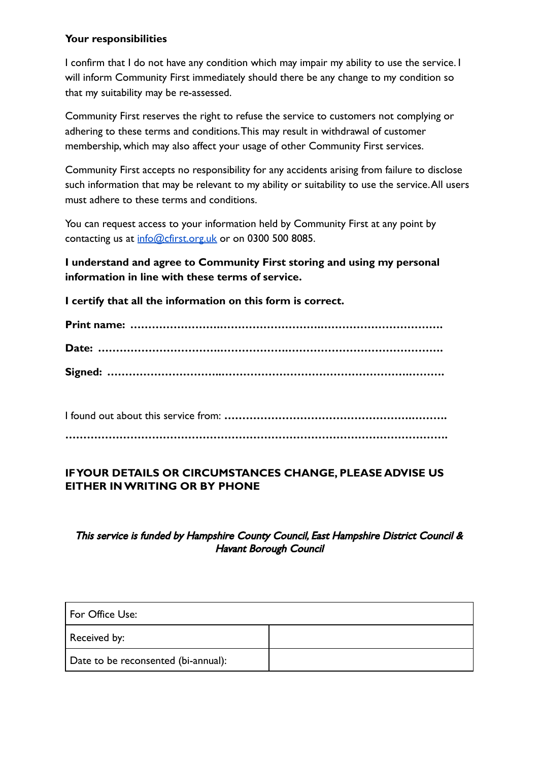**Your responsibilities**

I confirm that I do not have any condition which may impair my ability to use the service. I will inform Community First immediately should there be any change to my condition so that my suitability may be re-assessed.

Community First reserves the right to refuse the service to customers not complying or adhering to these terms and conditions. This may result in withdrawal of customer membership, which may also affect your usage of other Community First services.

Community First accepts no responsibility for any accidents arising from failure to disclose such information that may be relevant to my ability or suitability to use the service. All users must adhere to these terms and conditions.

You can request access to your information held by Community First at any point by contacting us at info@cfirst.org.uk or on 0300 500 8085.

**I understand and agree to Community First storing and using my personal information in line with these terms of service.**

**I certify that all the information on this form is correct.**

**Print name:** ……………………………………………………………………………

**Date:** …………………………………………………………………………………

**Signed:** ………………………………………………………………………………

I found out about this service from: ……………………………………………………

…………………………………………………………………………………………………

**IF YOUR DETAILS OR CIRCUMSTANCES CHANGE, PLEASE ADVISE US EITHER IN WRITING OR BY PHONE**

*This service is funded by Hampshire County Council, East Hampshire District Council & Havant Borough Council*

| For Office Use: | |
|---|---|
| Received by: | |
| Date to be reconsented (bi-annual): | |